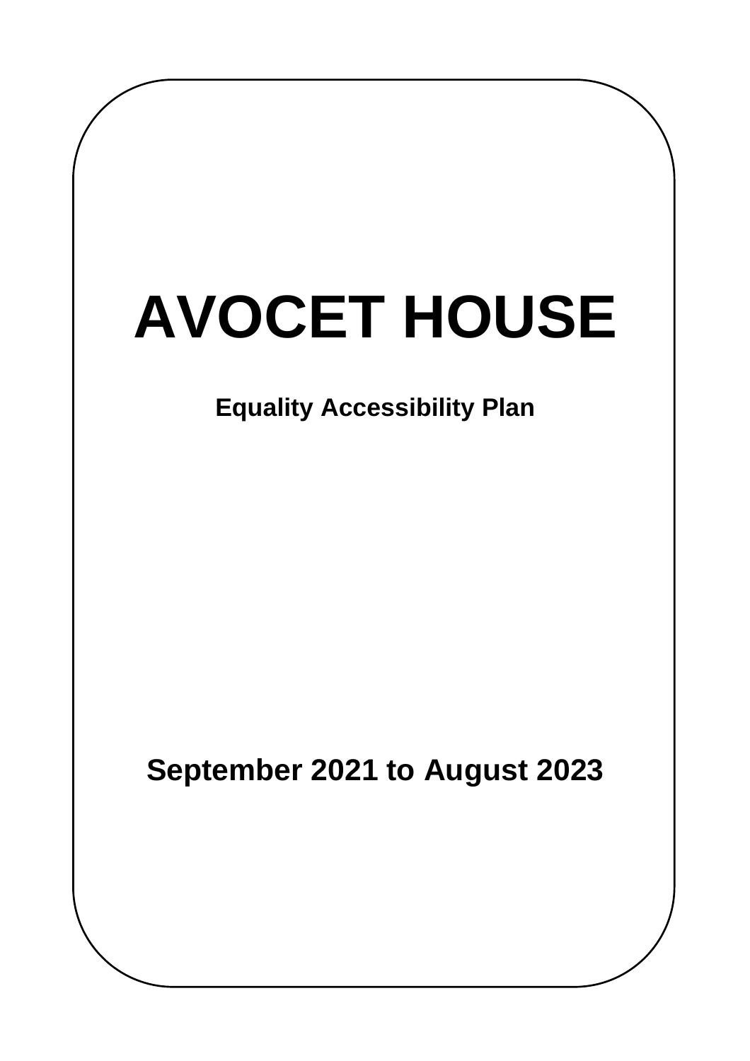# AVOCET HOUSE

**Equality Accessibility Plan**

**September 2021 to August 2023**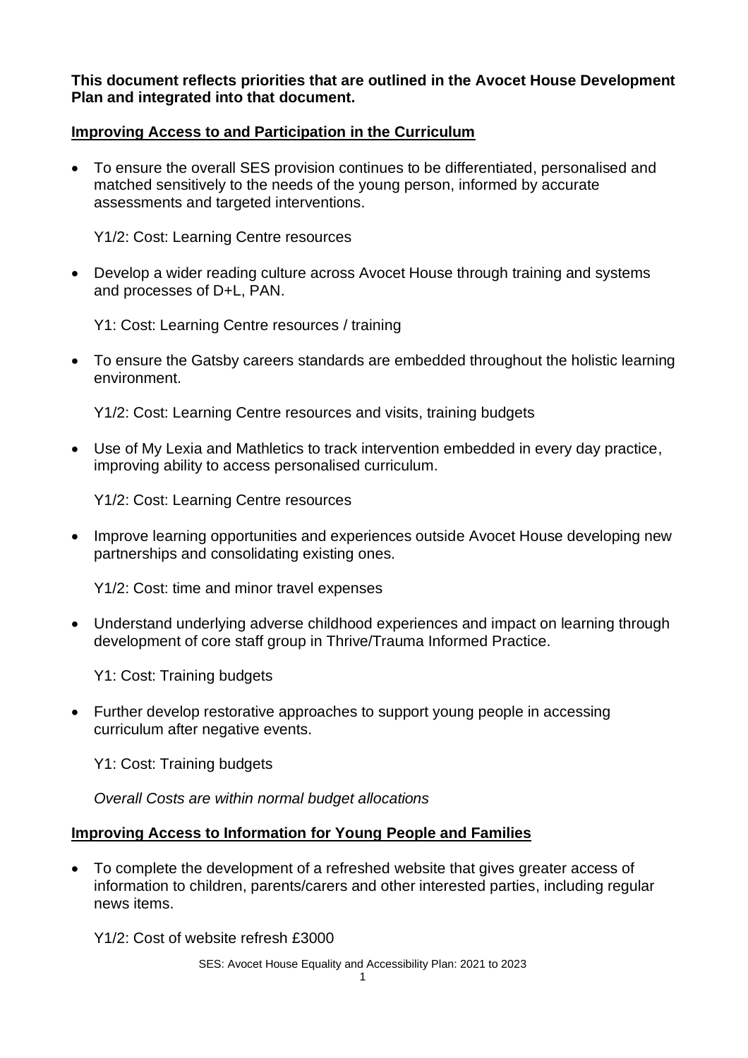**This document reflects priorities that are outlined in the Avocet House Development Plan and integrated into that document.**

## Improving Access to and Participation in the Curriculum

- To ensure the overall SES provision continues to be differentiated, personalised and matched sensitively to the needs of the young person, informed by accurate assessments and targeted interventions.

  Y1/2: Cost: Learning Centre resources

- Develop a wider reading culture across Avocet House through training and systems and processes of D+L, PAN.

  Y1: Cost: Learning Centre resources / training

- To ensure the Gatsby careers standards are embedded throughout the holistic learning environment.

  Y1/2: Cost: Learning Centre resources and visits, training budgets

- Use of My Lexia and Mathletics to track intervention embedded in every day practice, improving ability to access personalised curriculum.

  Y1/2: Cost: Learning Centre resources

- Improve learning opportunities and experiences outside Avocet House developing new partnerships and consolidating existing ones.

  Y1/2: Cost: time and minor travel expenses

- Understand underlying adverse childhood experiences and impact on learning through development of core staff group in Thrive/Trauma Informed Practice.

  Y1: Cost: Training budgets

- Further develop restorative approaches to support young people in accessing curriculum after negative events.

  Y1: Cost: Training budgets

  *Overall Costs are within normal budget allocations*

## Improving Access to Information for Young People and Families

- To complete the development of a refreshed website that gives greater access of information to children, parents/carers and other interested parties, including regular news items.

  Y1/2: Cost of website refresh £3000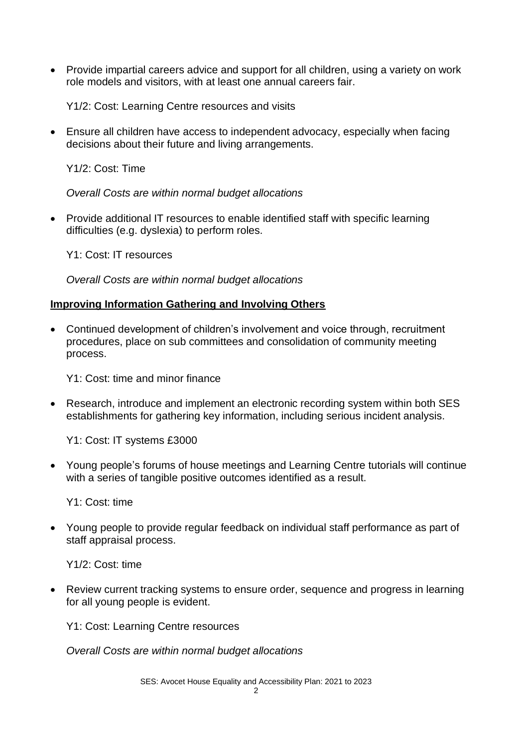- Provide impartial careers advice and support for all children, using a variety on work role models and visitors, with at least one annual careers fair.

  Y1/2: Cost: Learning Centre resources and visits

- Ensure all children have access to independent advocacy, especially when facing decisions about their future and living arrangements.

  Y1/2: Cost: Time

  *Overall Costs are within normal budget allocations*

- Provide additional IT resources to enable identified staff with specific learning difficulties (e.g. dyslexia) to perform roles.

  Y1: Cost: IT resources

  *Overall Costs are within normal budget allocations*

**Improving Information Gathering and Involving Others**

- Continued development of children's involvement and voice through, recruitment procedures, place on sub committees and consolidation of community meeting process.

  Y1: Cost: time and minor finance

- Research, introduce and implement an electronic recording system within both SES establishments for gathering key information, including serious incident analysis.

  Y1: Cost: IT systems £3000

- Young people's forums of house meetings and Learning Centre tutorials will continue with a series of tangible positive outcomes identified as a result.

  Y1: Cost: time

- Young people to provide regular feedback on individual staff performance as part of staff appraisal process.

  Y1/2: Cost: time

- Review current tracking systems to ensure order, sequence and progress in learning for all young people is evident.

  Y1: Cost: Learning Centre resources

  *Overall Costs are within normal budget allocations*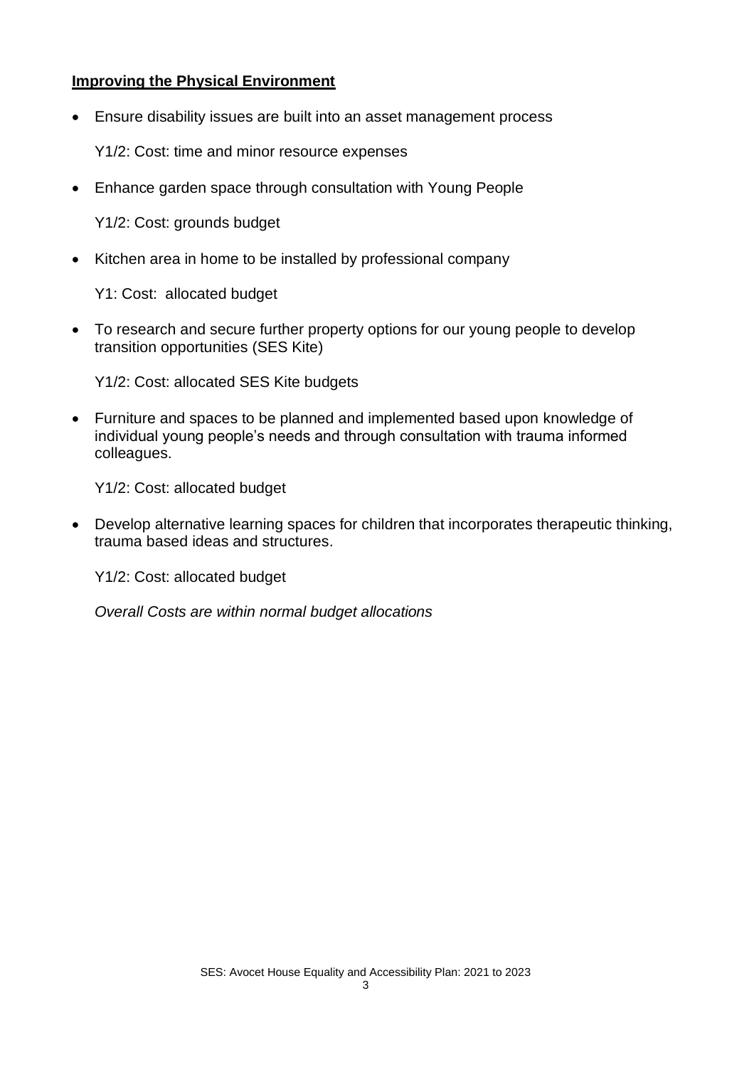## **Improving the Physical Environment**

- Ensure disability issues are built into an asset management process

  Y1/2: Cost: time and minor resource expenses

- Enhance garden space through consultation with Young People

  Y1/2: Cost: grounds budget

- Kitchen area in home to be installed by professional company

  Y1: Cost: allocated budget

- To research and secure further property options for our young people to develop transition opportunities (SES Kite)

  Y1/2: Cost: allocated SES Kite budgets

- Furniture and spaces to be planned and implemented based upon knowledge of individual young people's needs and through consultation with trauma informed colleagues.

  Y1/2: Cost: allocated budget

- Develop alternative learning spaces for children that incorporates therapeutic thinking, trauma based ideas and structures.

  Y1/2: Cost: allocated budget

  *Overall Costs are within normal budget allocations*